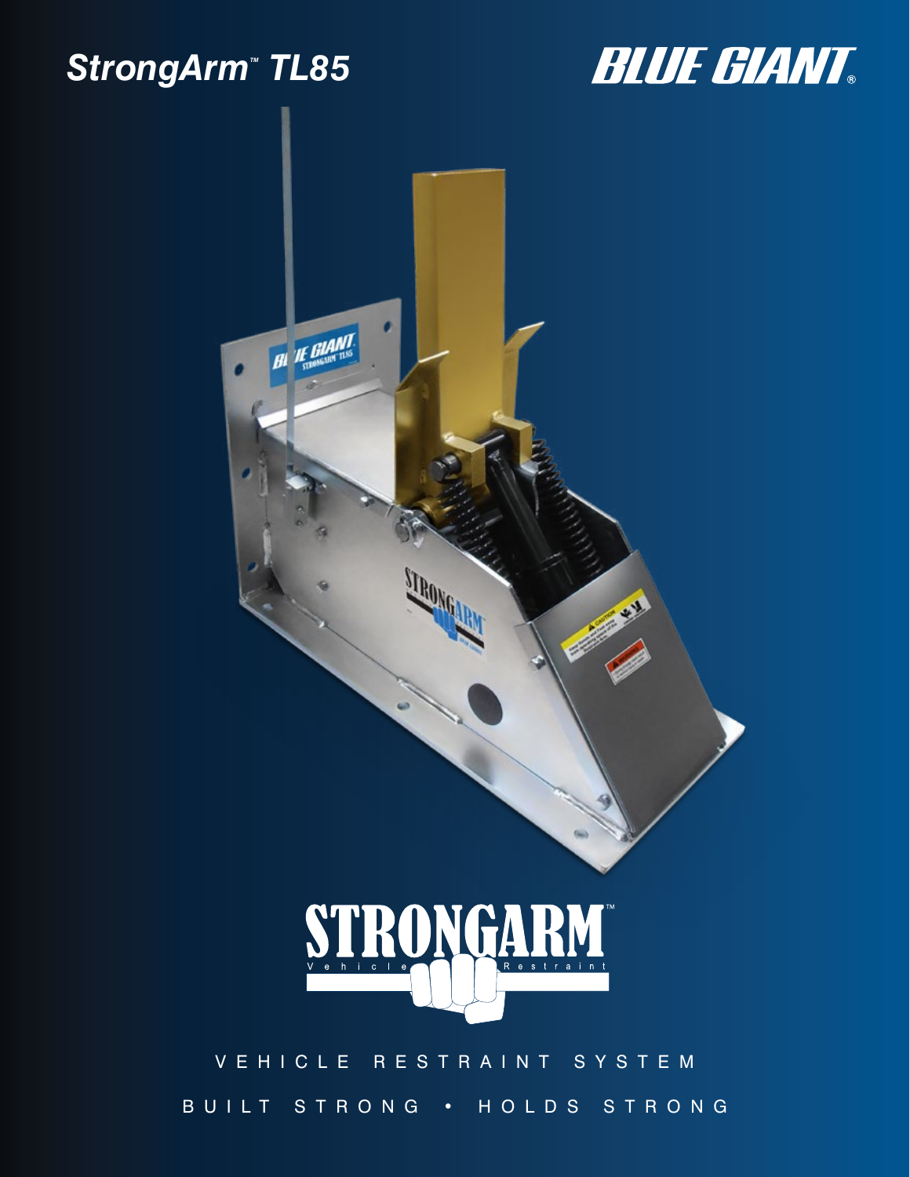# StrongArm™ TL85

BLUE GIANT®

STRONGARM™

Vehicle Restraint

VEHICLE RESTRAINT SYSTEM

BUILT STRONG • HOLDS STRONG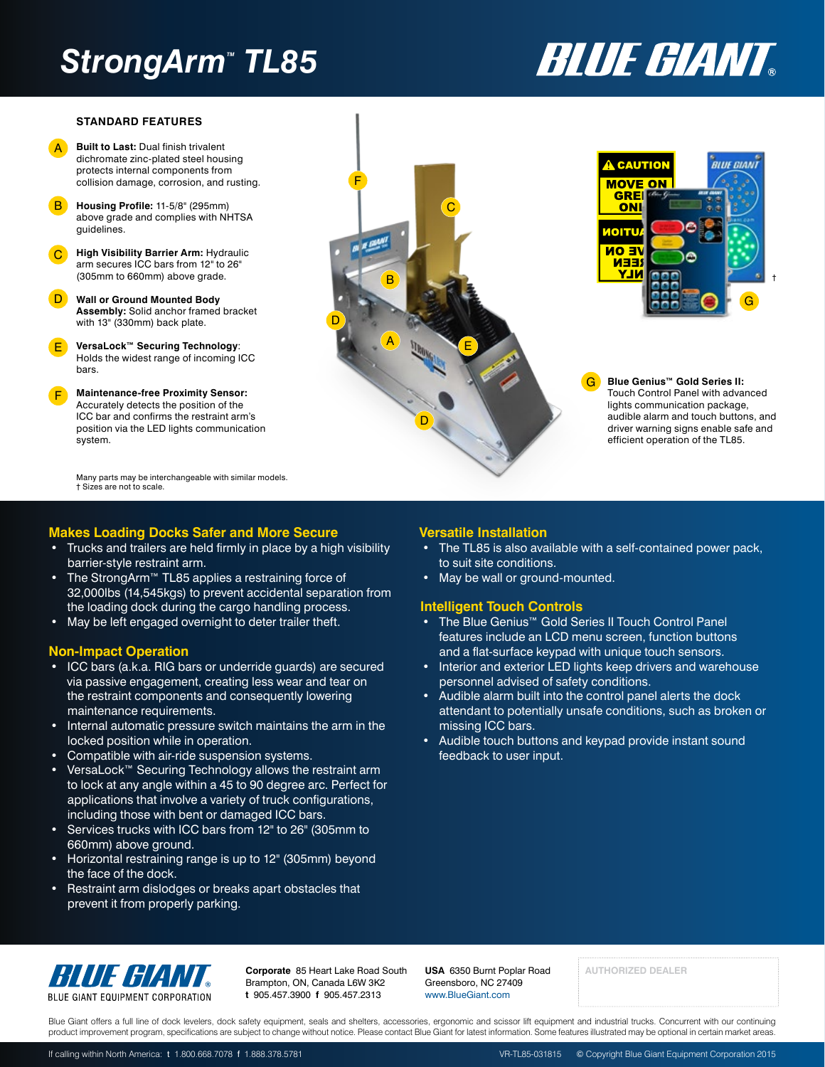# StrongArm™ TL85

BLUE GIANT®

## STANDARD FEATURES

**A** **Built to Last:** Dual finish trivalent dichromate zinc-plated steel housing protects internal components from collision damage, corrosion, and rusting.

**B** **Housing Profile:** 11-5/8" (295mm) above grade and complies with NHTSA guidelines.

**C** **High Visibility Barrier Arm:** Hydraulic arm secures ICC bars from 12" to 26" (305mm to 660mm) above grade.

**D** **Wall or Ground Mounted Body Assembly:** Solid anchor framed bracket with 13" (330mm) back plate.

**E** **VersaLock™ Securing Technology**: Holds the widest range of incoming ICC bars.

**F** **Maintenance-free Proximity Sensor:** Accurately detects the position of the ICC bar and confirms the restraint arm's position via the LED lights communication system.

**G** **Blue Genius™ Gold Series II:** Touch Control Panel with advanced lights communication package, audible alarm and touch buttons, and driver warning signs enable safe and efficient operation of the TL85.

Many parts may be interchangeable with similar models.
† Sizes are not to scale.

## Makes Loading Docks Safer and More Secure

- Trucks and trailers are held firmly in place by a high visibility barrier-style restraint arm.
- The StrongArm™ TL85 applies a restraining force of 32,000lbs (14,545kgs) to prevent accidental separation from the loading dock during the cargo handling process.
- May be left engaged overnight to deter trailer theft.

## Non-Impact Operation

- ICC bars (a.k.a. RIG bars or underride guards) are secured via passive engagement, creating less wear and tear on the restraint components and consequently lowering maintenance requirements.
- Internal automatic pressure switch maintains the arm in the locked position while in operation.
- Compatible with air-ride suspension systems.
- VersaLock™ Securing Technology allows the restraint arm to lock at any angle within a 45 to 90 degree arc. Perfect for applications that involve a variety of truck configurations, including those with bent or damaged ICC bars.
- Services trucks with ICC bars from 12" to 26" (305mm to 660mm) above ground.
- Horizontal restraining range is up to 12" (305mm) beyond the face of the dock.
- Restraint arm dislodges or breaks apart obstacles that prevent it from properly parking.

## Versatile Installation

- The TL85 is also available with a self-contained power pack, to suit site conditions.
- May be wall or ground-mounted.

## Intelligent Touch Controls

- The Blue Genius™ Gold Series II Touch Control Panel features include an LCD menu screen, function buttons and a flat-surface keypad with unique touch sensors.
- Interior and exterior LED lights keep drivers and warehouse personnel advised of safety conditions.
- Audible alarm built into the control panel alerts the dock attendant to potentially unsafe conditions, such as broken or missing ICC bars.
- Audible touch buttons and keypad provide instant sound feedback to user input.

BLUE GIANT® BLUE GIANT EQUIPMENT CORPORATION

**Corporate** 85 Heart Lake Road South
Brampton, ON, Canada L6W 3K2
**t** 905.457.3900 **f** 905.457.2313

**USA** 6350 Burnt Poplar Road
Greensboro, NC 27409
www.BlueGiant.com

AUTHORIZED DEALER

Blue Giant offers a full line of dock levelers, dock safety equipment, seals and shelters, accessories, ergonomic and scissor lift equipment and industrial trucks. Concurrent with our continuing product improvement program, specifications are subject to change without notice. Please contact Blue Giant for latest information. Some features illustrated may be optional in certain market areas.

If calling within North America: **t** 1.800.668.7078 **f** 1.888.378.5781

VR-TL85-031815 © Copyright Blue Giant Equipment Corporation 2015